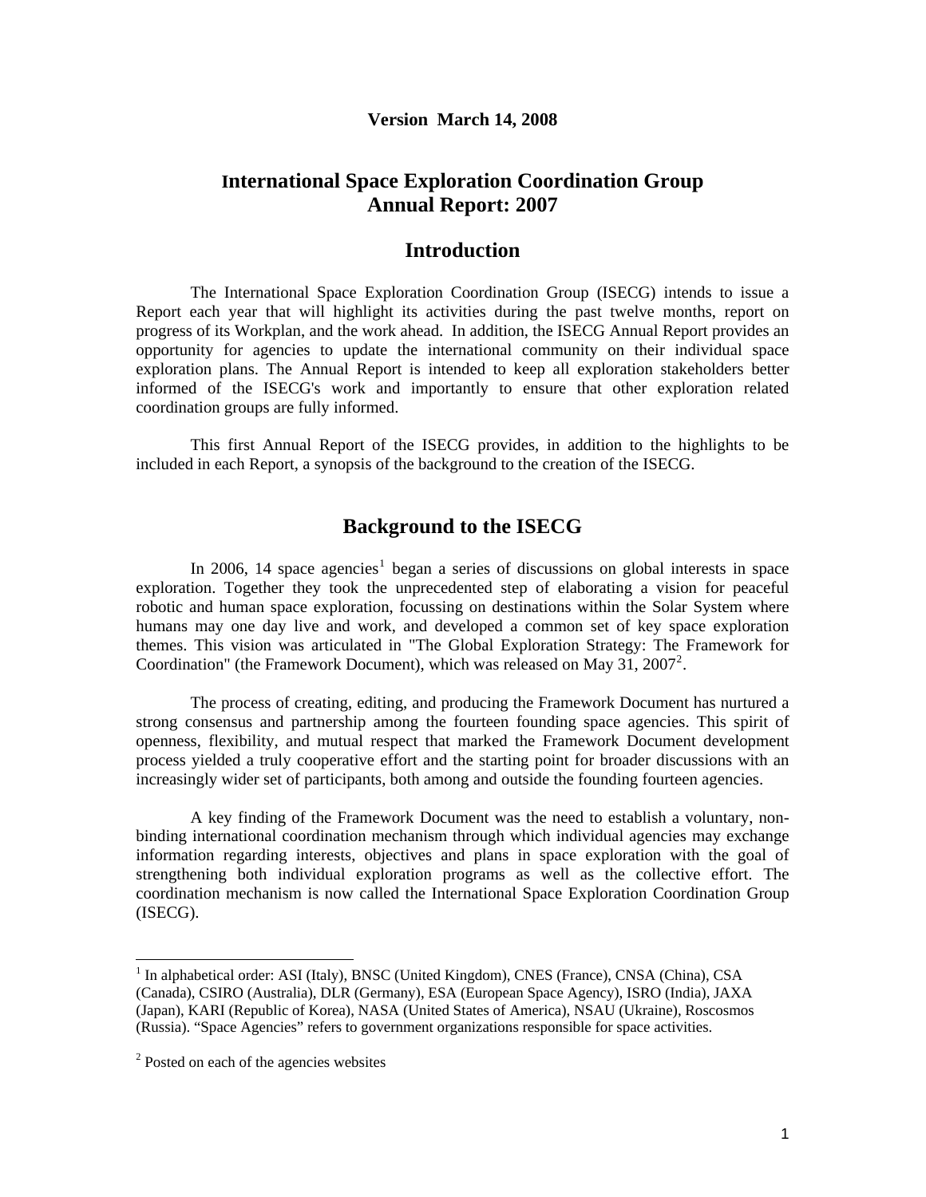**Version March 14, 2008**

# International Space Exploration Coordination Group Annual Report: 2007

## Introduction

The International Space Exploration Coordination Group (ISECG) intends to issue a Report each year that will highlight its activities during the past twelve months, report on progress of its Workplan, and the work ahead. In addition, the ISECG Annual Report provides an opportunity for agencies to update the international community on their individual space exploration plans. The Annual Report is intended to keep all exploration stakeholders better informed of the ISECG's work and importantly to ensure that other exploration related coordination groups are fully informed.

This first Annual Report of the ISECG provides, in addition to the highlights to be included in each Report, a synopsis of the background to the creation of the ISECG.

## Background to the ISECG

In 2006, 14 space agencies[1] began a series of discussions on global interests in space exploration. Together they took the unprecedented step of elaborating a vision for peaceful robotic and human space exploration, focussing on destinations within the Solar System where humans may one day live and work, and developed a common set of key space exploration themes. This vision was articulated in "The Global Exploration Strategy: The Framework for Coordination" (the Framework Document), which was released on May 31, 2007[2].

The process of creating, editing, and producing the Framework Document has nurtured a strong consensus and partnership among the fourteen founding space agencies. This spirit of openness, flexibility, and mutual respect that marked the Framework Document development process yielded a truly cooperative effort and the starting point for broader discussions with an increasingly wider set of participants, both among and outside the founding fourteen agencies.

A key finding of the Framework Document was the need to establish a voluntary, non-binding international coordination mechanism through which individual agencies may exchange information regarding interests, objectives and plans in space exploration with the goal of strengthening both individual exploration programs as well as the collective effort. The coordination mechanism is now called the International Space Exploration Coordination Group (ISECG).

---

[1] In alphabetical order: ASI (Italy), BNSC (United Kingdom), CNES (France), CNSA (China), CSA (Canada), CSIRO (Australia), DLR (Germany), ESA (European Space Agency), ISRO (India), JAXA (Japan), KARI (Republic of Korea), NASA (United States of America), NSAU (Ukraine), Roscosmos (Russia). "Space Agencies" refers to government organizations responsible for space activities.

[2] Posted on each of the agencies websites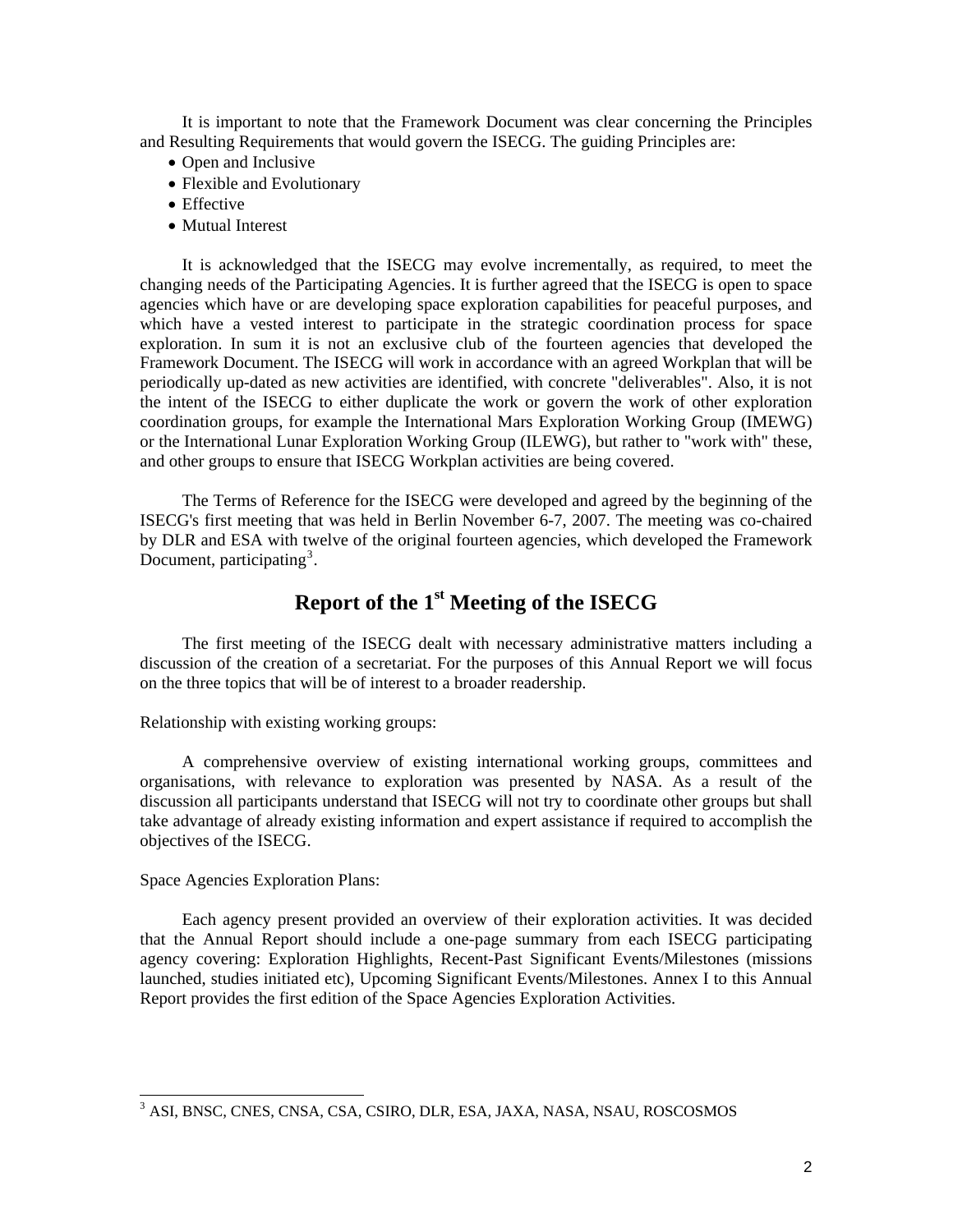It is important to note that the Framework Document was clear concerning the Principles and Resulting Requirements that would govern the ISECG. The guiding Principles are:

- Open and Inclusive
- Flexible and Evolutionary
- Effective
- Mutual Interest

It is acknowledged that the ISECG may evolve incrementally, as required, to meet the changing needs of the Participating Agencies. It is further agreed that the ISECG is open to space agencies which have or are developing space exploration capabilities for peaceful purposes, and which have a vested interest to participate in the strategic coordination process for space exploration. In sum it is not an exclusive club of the fourteen agencies that developed the Framework Document. The ISECG will work in accordance with an agreed Workplan that will be periodically up-dated as new activities are identified, with concrete "deliverables". Also, it is not the intent of the ISECG to either duplicate the work or govern the work of other exploration coordination groups, for example the International Mars Exploration Working Group (IMEWG) or the International Lunar Exploration Working Group (ILEWG), but rather to "work with" these, and other groups to ensure that ISECG Workplan activities are being covered.

The Terms of Reference for the ISECG were developed and agreed by the beginning of the ISECG's first meeting that was held in Berlin November 6-7, 2007. The meeting was co-chaired by DLR and ESA with twelve of the original fourteen agencies, which developed the Framework Document, participating[3].

## Report of the 1st Meeting of the ISECG

The first meeting of the ISECG dealt with necessary administrative matters including a discussion of the creation of a secretariat. For the purposes of this Annual Report we will focus on the three topics that will be of interest to a broader readership.

Relationship with existing working groups:

A comprehensive overview of existing international working groups, committees and organisations, with relevance to exploration was presented by NASA. As a result of the discussion all participants understand that ISECG will not try to coordinate other groups but shall take advantage of already existing information and expert assistance if required to accomplish the objectives of the ISECG.

Space Agencies Exploration Plans:

Each agency present provided an overview of their exploration activities. It was decided that the Annual Report should include a one-page summary from each ISECG participating agency covering: Exploration Highlights, Recent-Past Significant Events/Milestones (missions launched, studies initiated etc), Upcoming Significant Events/Milestones. Annex I to this Annual Report provides the first edition of the Space Agencies Exploration Activities.

---

[3] ASI, BNSC, CNES, CNSA, CSA, CSIRO, DLR, ESA, JAXA, NASA, NSAU, ROSCOSMOS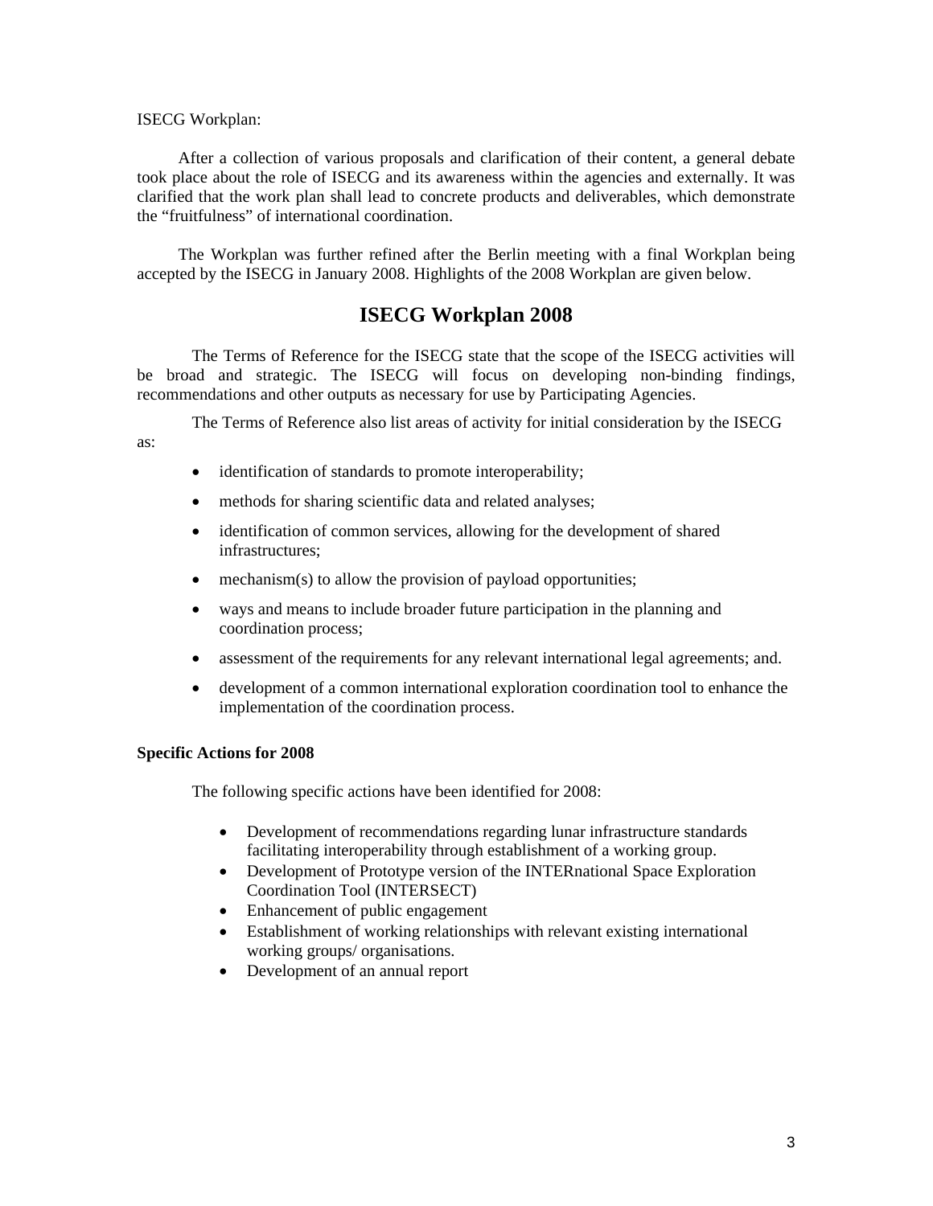ISECG Workplan:

After a collection of various proposals and clarification of their content, a general debate took place about the role of ISECG and its awareness within the agencies and externally. It was clarified that the work plan shall lead to concrete products and deliverables, which demonstrate the "fruitfulness" of international coordination.

The Workplan was further refined after the Berlin meeting with a final Workplan being accepted by the ISECG in January 2008. Highlights of the 2008 Workplan are given below.

## ISECG Workplan 2008

The Terms of Reference for the ISECG state that the scope of the ISECG activities will be broad and strategic. The ISECG will focus on developing non-binding findings, recommendations and other outputs as necessary for use by Participating Agencies.

The Terms of Reference also list areas of activity for initial consideration by the ISECG as:

- identification of standards to promote interoperability;
- methods for sharing scientific data and related analyses;
- identification of common services, allowing for the development of shared infrastructures;
- mechanism(s) to allow the provision of payload opportunities;
- ways and means to include broader future participation in the planning and coordination process;
- assessment of the requirements for any relevant international legal agreements; and.
- development of a common international exploration coordination tool to enhance the implementation of the coordination process.

**Specific Actions for 2008**

The following specific actions have been identified for 2008:

- Development of recommendations regarding lunar infrastructure standards facilitating interoperability through establishment of a working group.
- Development of Prototype version of the INTERnational Space Exploration Coordination Tool (INTERSECT)
- Enhancement of public engagement
- Establishment of working relationships with relevant existing international working groups/ organisations.
- Development of an annual report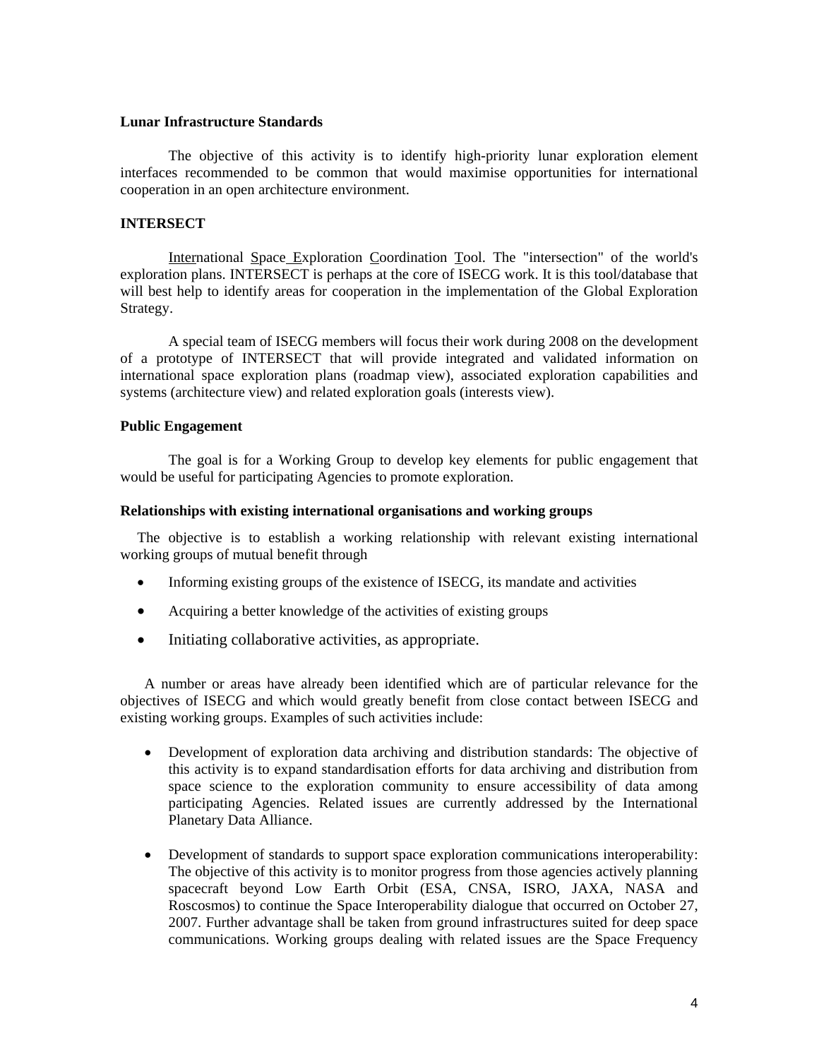**Lunar Infrastructure Standards**

The objective of this activity is to identify high-priority lunar exploration element interfaces recommended to be common that would maximise opportunities for international cooperation in an open architecture environment.

**INTERSECT**

International Space Exploration Coordination Tool. The "intersection" of the world's exploration plans. INTERSECT is perhaps at the core of ISECG work. It is this tool/database that will best help to identify areas for cooperation in the implementation of the Global Exploration Strategy.

A special team of ISECG members will focus their work during 2008 on the development of a prototype of INTERSECT that will provide integrated and validated information on international space exploration plans (roadmap view), associated exploration capabilities and systems (architecture view) and related exploration goals (interests view).

**Public Engagement**

The goal is for a Working Group to develop key elements for public engagement that would be useful for participating Agencies to promote exploration.

**Relationships with existing international organisations and working groups**

The objective is to establish a working relationship with relevant existing international working groups of mutual benefit through

- Informing existing groups of the existence of ISECG, its mandate and activities
- Acquiring a better knowledge of the activities of existing groups
- Initiating collaborative activities, as appropriate.

A number or areas have already been identified which are of particular relevance for the objectives of ISECG and which would greatly benefit from close contact between ISECG and existing working groups. Examples of such activities include:

- Development of exploration data archiving and distribution standards: The objective of this activity is to expand standardisation efforts for data archiving and distribution from space science to the exploration community to ensure accessibility of data among participating Agencies. Related issues are currently addressed by the International Planetary Data Alliance.
- Development of standards to support space exploration communications interoperability: The objective of this activity is to monitor progress from those agencies actively planning spacecraft beyond Low Earth Orbit (ESA, CNSA, ISRO, JAXA, NASA and Roscosmos) to continue the Space Interoperability dialogue that occurred on October 27, 2007. Further advantage shall be taken from ground infrastructures suited for deep space communications. Working groups dealing with related issues are the Space Frequency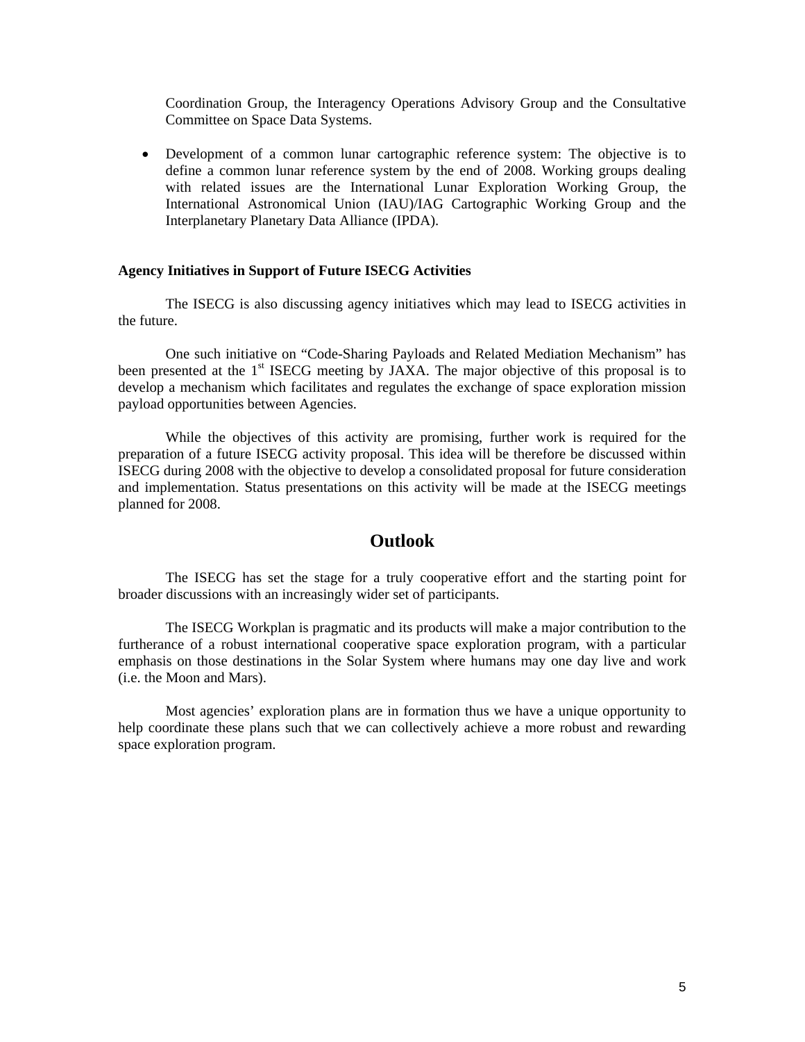Coordination Group, the Interagency Operations Advisory Group and the Consultative Committee on Space Data Systems.

- Development of a common lunar cartographic reference system: The objective is to define a common lunar reference system by the end of 2008. Working groups dealing with related issues are the International Lunar Exploration Working Group, the International Astronomical Union (IAU)/IAG Cartographic Working Group and the Interplanetary Planetary Data Alliance (IPDA).

**Agency Initiatives in Support of Future ISECG Activities**

The ISECG is also discussing agency initiatives which may lead to ISECG activities in the future.

One such initiative on "Code-Sharing Payloads and Related Mediation Mechanism" has been presented at the 1st ISECG meeting by JAXA. The major objective of this proposal is to develop a mechanism which facilitates and regulates the exchange of space exploration mission payload opportunities between Agencies.

While the objectives of this activity are promising, further work is required for the preparation of a future ISECG activity proposal. This idea will be therefore be discussed within ISECG during 2008 with the objective to develop a consolidated proposal for future consideration and implementation. Status presentations on this activity will be made at the ISECG meetings planned for 2008.

## Outlook

The ISECG has set the stage for a truly cooperative effort and the starting point for broader discussions with an increasingly wider set of participants.

The ISECG Workplan is pragmatic and its products will make a major contribution to the furtherance of a robust international cooperative space exploration program, with a particular emphasis on those destinations in the Solar System where humans may one day live and work (i.e. the Moon and Mars).

Most agencies' exploration plans are in formation thus we have a unique opportunity to help coordinate these plans such that we can collectively achieve a more robust and rewarding space exploration program.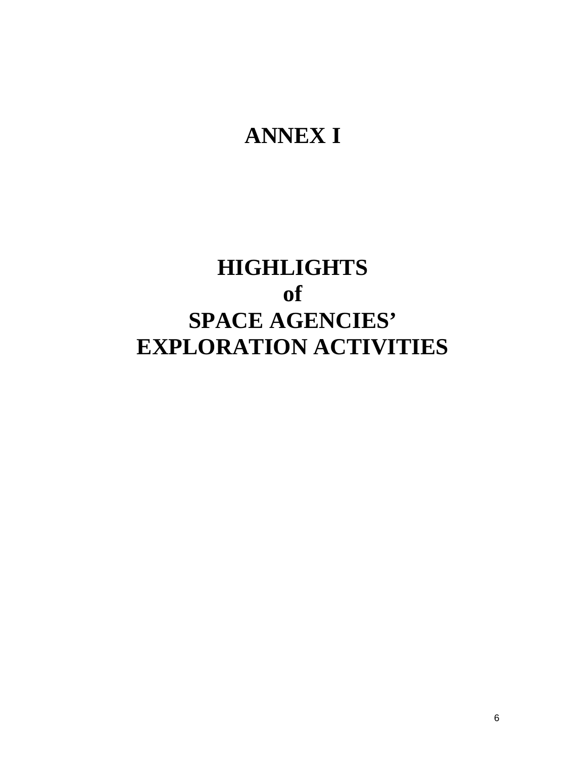# ANNEX I

# HIGHLIGHTS
# of
# SPACE AGENCIES' EXPLORATION ACTIVITIES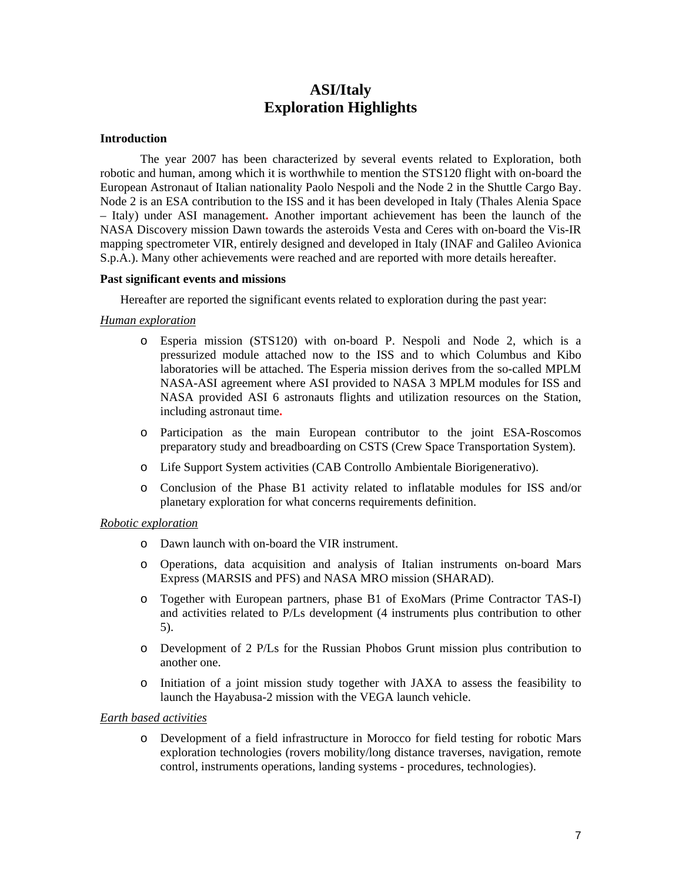# ASI/Italy
# Exploration Highlights

**Introduction**

The year 2007 has been characterized by several events related to Exploration, both robotic and human, among which it is worthwhile to mention the STS120 flight with on-board the European Astronaut of Italian nationality Paolo Nespoli and the Node 2 in the Shuttle Cargo Bay. Node 2 is an ESA contribution to the ISS and it has been developed in Italy (Thales Alenia Space – Italy) under ASI management. Another important achievement has been the launch of the NASA Discovery mission Dawn towards the asteroids Vesta and Ceres with on-board the Vis-IR mapping spectrometer VIR, entirely designed and developed in Italy (INAF and Galileo Avionica S.p.A.). Many other achievements were reached and are reported with more details hereafter.

**Past significant events and missions**

Hereafter are reported the significant events related to exploration during the past year:

*Human exploration*

- Esperia mission (STS120) with on-board P. Nespoli and Node 2, which is a pressurized module attached now to the ISS and to which Columbus and Kibo laboratories will be attached. The Esperia mission derives from the so-called MPLM NASA-ASI agreement where ASI provided to NASA 3 MPLM modules for ISS and NASA provided ASI 6 astronauts flights and utilization resources on the Station, including astronaut time.
- Participation as the main European contributor to the joint ESA-Roscomos preparatory study and breadboarding on CSTS (Crew Space Transportation System).
- Life Support System activities (CAB Controllo Ambientale Biorigenerativo).
- Conclusion of the Phase B1 activity related to inflatable modules for ISS and/or planetary exploration for what concerns requirements definition.

*Robotic exploration*

- Dawn launch with on-board the VIR instrument.
- Operations, data acquisition and analysis of Italian instruments on-board Mars Express (MARSIS and PFS) and NASA MRO mission (SHARAD).
- Together with European partners, phase B1 of ExoMars (Prime Contractor TAS-I) and activities related to P/Ls development (4 instruments plus contribution to other 5).
- Development of 2 P/Ls for the Russian Phobos Grunt mission plus contribution to another one.
- Initiation of a joint mission study together with JAXA to assess the feasibility to launch the Hayabusa-2 mission with the VEGA launch vehicle.

*Earth based activities*

- Development of a field infrastructure in Morocco for field testing for robotic Mars exploration technologies (rovers mobility/long distance traverses, navigation, remote control, instruments operations, landing systems - procedures, technologies).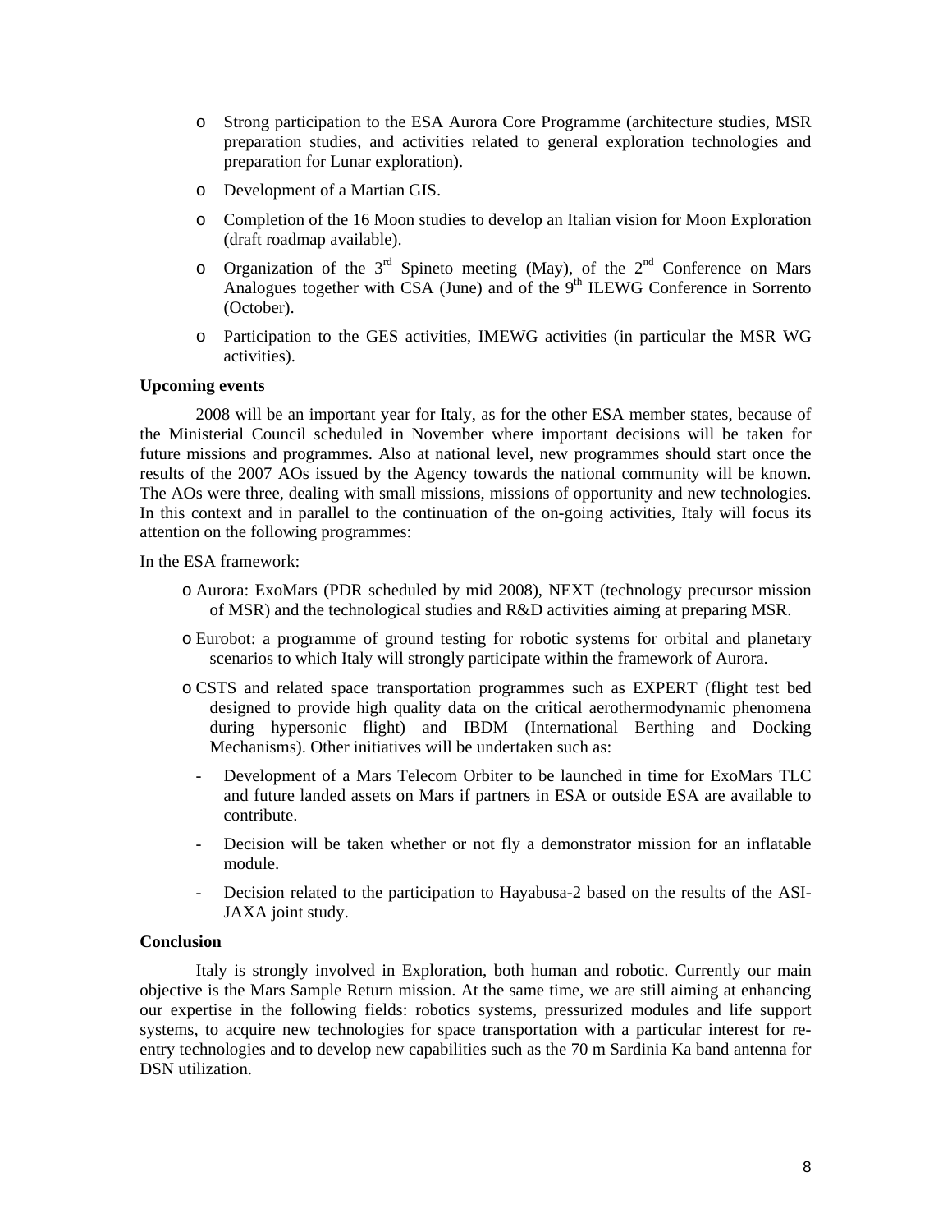- Strong participation to the ESA Aurora Core Programme (architecture studies, MSR preparation studies, and activities related to general exploration technologies and preparation for Lunar exploration).
- Development of a Martian GIS.
- Completion of the 16 Moon studies to develop an Italian vision for Moon Exploration (draft roadmap available).
- Organization of the 3rd Spineto meeting (May), of the 2nd Conference on Mars Analogues together with CSA (June) and of the 9th ILEWG Conference in Sorrento (October).
- Participation to the GES activities, IMEWG activities (in particular the MSR WG activities).

**Upcoming events**

2008 will be an important year for Italy, as for the other ESA member states, because of the Ministerial Council scheduled in November where important decisions will be taken for future missions and programmes. Also at national level, new programmes should start once the results of the 2007 AOs issued by the Agency towards the national community will be known. The AOs were three, dealing with small missions, missions of opportunity and new technologies. In this context and in parallel to the continuation of the on-going activities, Italy will focus its attention on the following programmes:

In the ESA framework:

- Aurora: ExoMars (PDR scheduled by mid 2008), NEXT (technology precursor mission of MSR) and the technological studies and R&D activities aiming at preparing MSR.
- Eurobot: a programme of ground testing for robotic systems for orbital and planetary scenarios to which Italy will strongly participate within the framework of Aurora.
- CSTS and related space transportation programmes such as EXPERT (flight test bed designed to provide high quality data on the critical aerothermodynamic phenomena during hypersonic flight) and IBDM (International Berthing and Docking Mechanisms). Other initiatives will be undertaken such as:
  - Development of a Mars Telecom Orbiter to be launched in time for ExoMars TLC and future landed assets on Mars if partners in ESA or outside ESA are available to contribute.
  - Decision will be taken whether or not fly a demonstrator mission for an inflatable module.
  - Decision related to the participation to Hayabusa-2 based on the results of the ASI-JAXA joint study.

**Conclusion**

Italy is strongly involved in Exploration, both human and robotic. Currently our main objective is the Mars Sample Return mission. At the same time, we are still aiming at enhancing our expertise in the following fields: robotics systems, pressurized modules and life support systems, to acquire new technologies for space transportation with a particular interest for re-entry technologies and to develop new capabilities such as the 70 m Sardinia Ka band antenna for DSN utilization.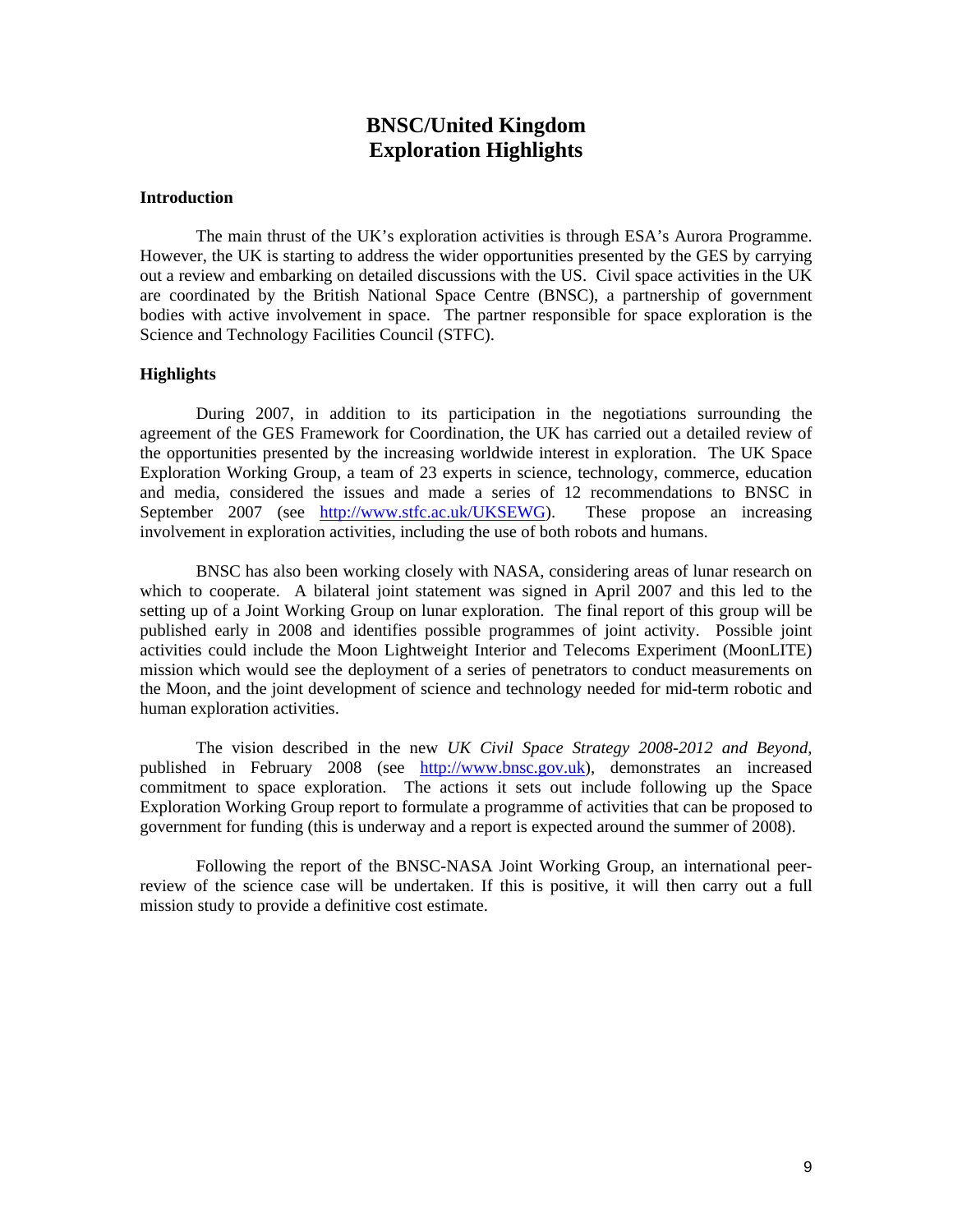# BNSC/United Kingdom
# Exploration Highlights

### Introduction

The main thrust of the UK's exploration activities is through ESA's Aurora Programme. However, the UK is starting to address the wider opportunities presented by the GES by carrying out a review and embarking on detailed discussions with the US. Civil space activities in the UK are coordinated by the British National Space Centre (BNSC), a partnership of government bodies with active involvement in space. The partner responsible for space exploration is the Science and Technology Facilities Council (STFC).

### Highlights

During 2007, in addition to its participation in the negotiations surrounding the agreement of the GES Framework for Coordination, the UK has carried out a detailed review of the opportunities presented by the increasing worldwide interest in exploration. The UK Space Exploration Working Group, a team of 23 experts in science, technology, commerce, education and media, considered the issues and made a series of 12 recommendations to BNSC in September 2007 (see http://www.stfc.ac.uk/UKSEWG). These propose an increasing involvement in exploration activities, including the use of both robots and humans.

BNSC has also been working closely with NASA, considering areas of lunar research on which to cooperate. A bilateral joint statement was signed in April 2007 and this led to the setting up of a Joint Working Group on lunar exploration. The final report of this group will be published early in 2008 and identifies possible programmes of joint activity. Possible joint activities could include the Moon Lightweight Interior and Telecoms Experiment (MoonLITE) mission which would see the deployment of a series of penetrators to conduct measurements on the Moon, and the joint development of science and technology needed for mid-term robotic and human exploration activities.

The vision described in the new *UK Civil Space Strategy 2008-2012 and Beyond*, published in February 2008 (see http://www.bnsc.gov.uk), demonstrates an increased commitment to space exploration. The actions it sets out include following up the Space Exploration Working Group report to formulate a programme of activities that can be proposed to government for funding (this is underway and a report is expected around the summer of 2008).

Following the report of the BNSC-NASA Joint Working Group, an international peer-review of the science case will be undertaken. If this is positive, it will then carry out a full mission study to provide a definitive cost estimate.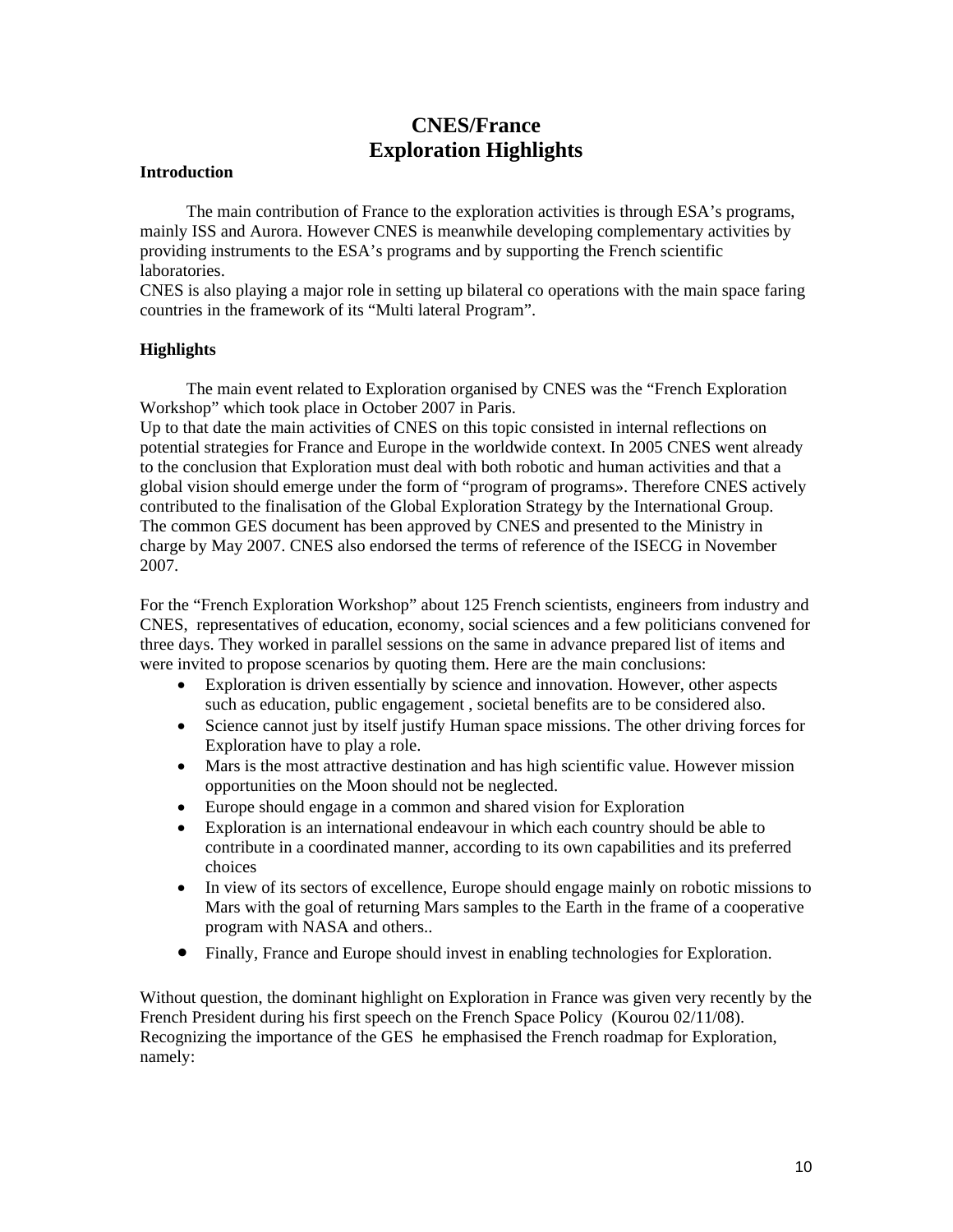# CNES/France
# Exploration Highlights

**Introduction**

The main contribution of France to the exploration activities is through ESA's programs, mainly ISS and Aurora. However CNES is meanwhile developing complementary activities by providing instruments to the ESA's programs and by supporting the French scientific laboratories.
CNES is also playing a major role in setting up bilateral co operations with the main space faring countries in the framework of its "Multi lateral Program".

**Highlights**

The main event related to Exploration organised by CNES was the "French Exploration Workshop" which took place in October 2007 in Paris.
Up to that date the main activities of CNES on this topic consisted in internal reflections on potential strategies for France and Europe in the worldwide context. In 2005 CNES went already to the conclusion that Exploration must deal with both robotic and human activities and that a global vision should emerge under the form of "program of programs». Therefore CNES actively contributed to the finalisation of the Global Exploration Strategy by the International Group. The common GES document has been approved by CNES and presented to the Ministry in charge by May 2007. CNES also endorsed the terms of reference of the ISECG in November 2007.

For the "French Exploration Workshop" about 125 French scientists, engineers from industry and CNES, representatives of education, economy, social sciences and a few politicians convened for three days. They worked in parallel sessions on the same in advance prepared list of items and were invited to propose scenarios by quoting them. Here are the main conclusions:

- Exploration is driven essentially by science and innovation. However, other aspects such as education, public engagement , societal benefits are to be considered also.
- Science cannot just by itself justify Human space missions. The other driving forces for Exploration have to play a role.
- Mars is the most attractive destination and has high scientific value. However mission opportunities on the Moon should not be neglected.
- Europe should engage in a common and shared vision for Exploration
- Exploration is an international endeavour in which each country should be able to contribute in a coordinated manner, according to its own capabilities and its preferred choices
- In view of its sectors of excellence, Europe should engage mainly on robotic missions to Mars with the goal of returning Mars samples to the Earth in the frame of a cooperative program with NASA and others..
- Finally, France and Europe should invest in enabling technologies for Exploration.

Without question, the dominant highlight on Exploration in France was given very recently by the French President during his first speech on the French Space Policy (Kourou 02/11/08). Recognizing the importance of the GES he emphasised the French roadmap for Exploration, namely: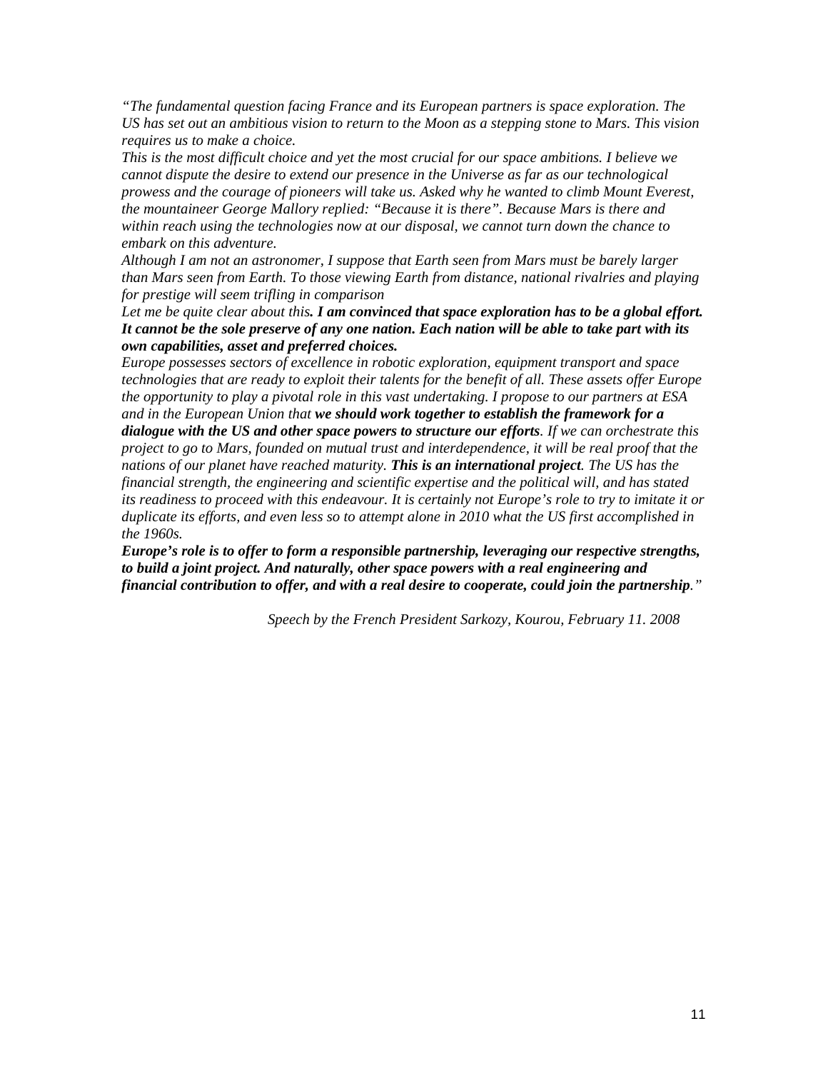*"The fundamental question facing France and its European partners is space exploration. The US has set out an ambitious vision to return to the Moon as a stepping stone to Mars. This vision requires us to make a choice.*
*This is the most difficult choice and yet the most crucial for our space ambitions. I believe we cannot dispute the desire to extend our presence in the Universe as far as our technological prowess and the courage of pioneers will take us. Asked why he wanted to climb Mount Everest, the mountaineer George Mallory replied: "Because it is there". Because Mars is there and within reach using the technologies now at our disposal, we cannot turn down the chance to embark on this adventure.*
*Although I am not an astronomer, I suppose that Earth seen from Mars must be barely larger than Mars seen from Earth. To those viewing Earth from distance, national rivalries and playing for prestige will seem trifling in comparison*
*Let me be quite clear about this**. I am convinced that space exploration has to be a global effort. It cannot be the sole preserve of any one nation. Each nation will be able to take part with its own capabilities, asset and preferred choices.***
*Europe possesses sectors of excellence in robotic exploration, equipment transport and space technologies that are ready to exploit their talents for the benefit of all. These assets offer Europe the opportunity to play a pivotal role in this vast undertaking. I propose to our partners at ESA and in the European Union that* ***we should work together to establish the framework for a dialogue with the US and other space powers to structure our efforts****. If we can orchestrate this project to go to Mars, founded on mutual trust and interdependence, it will be real proof that the nations of our planet have reached maturity.* ***This is an international project****. The US has the financial strength, the engineering and scientific expertise and the political will, and has stated its readiness to proceed with this endeavour. It is certainly not Europe's role to try to imitate it or duplicate its efforts, and even less so to attempt alone in 2010 what the US first accomplished in the 1960s.*
***Europe's role is to offer to form a responsible partnership, leveraging our respective strengths, to build a joint project. And naturally, other space powers with a real engineering and financial contribution to offer, and with a real desire to cooperate, could join the partnership****."*

*Speech by the French President Sarkozy, Kourou, February 11. 2008*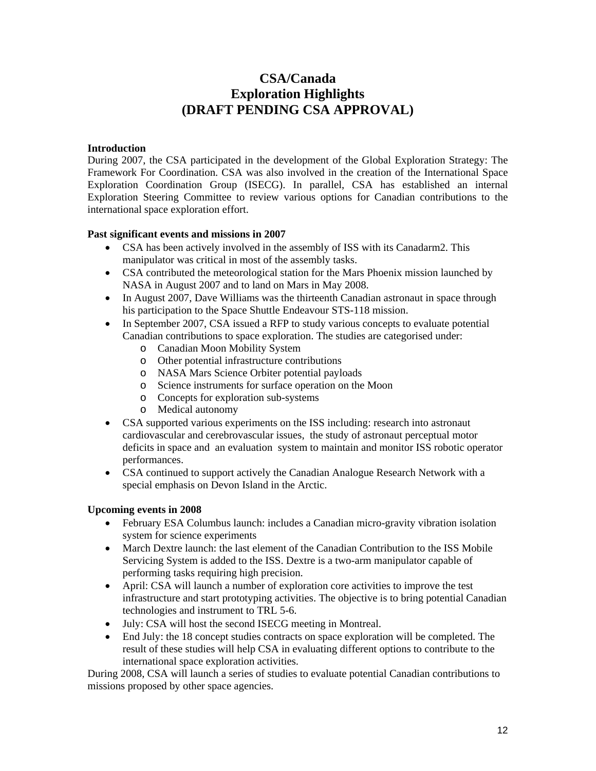# CSA/Canada
# Exploration Highlights
# (DRAFT PENDING CSA APPROVAL)

**Introduction**

During 2007, the CSA participated in the development of the Global Exploration Strategy: The Framework For Coordination. CSA was also involved in the creation of the International Space Exploration Coordination Group (ISECG). In parallel, CSA has established an internal Exploration Steering Committee to review various options for Canadian contributions to the international space exploration effort.

**Past significant events and missions in 2007**

- CSA has been actively involved in the assembly of ISS with its Canadarm2. This manipulator was critical in most of the assembly tasks.
- CSA contributed the meteorological station for the Mars Phoenix mission launched by NASA in August 2007 and to land on Mars in May 2008.
- In August 2007, Dave Williams was the thirteenth Canadian astronaut in space through his participation to the Space Shuttle Endeavour STS-118 mission.
- In September 2007, CSA issued a RFP to study various concepts to evaluate potential Canadian contributions to space exploration. The studies are categorised under:
  - Canadian Moon Mobility System
  - Other potential infrastructure contributions
  - NASA Mars Science Orbiter potential payloads
  - Science instruments for surface operation on the Moon
  - Concepts for exploration sub-systems
  - Medical autonomy
- CSA supported various experiments on the ISS including: research into astronaut cardiovascular and cerebrovascular issues, the study of astronaut perceptual motor deficits in space and an evaluation system to maintain and monitor ISS robotic operator performances.
- CSA continued to support actively the Canadian Analogue Research Network with a special emphasis on Devon Island in the Arctic.

**Upcoming events in 2008**

- February ESA Columbus launch: includes a Canadian micro-gravity vibration isolation system for science experiments
- March Dextre launch: the last element of the Canadian Contribution to the ISS Mobile Servicing System is added to the ISS. Dextre is a two-arm manipulator capable of performing tasks requiring high precision.
- April: CSA will launch a number of exploration core activities to improve the test infrastructure and start prototyping activities. The objective is to bring potential Canadian technologies and instrument to TRL 5-6.
- July: CSA will host the second ISECG meeting in Montreal.
- End July: the 18 concept studies contracts on space exploration will be completed. The result of these studies will help CSA in evaluating different options to contribute to the international space exploration activities.

During 2008, CSA will launch a series of studies to evaluate potential Canadian contributions to missions proposed by other space agencies.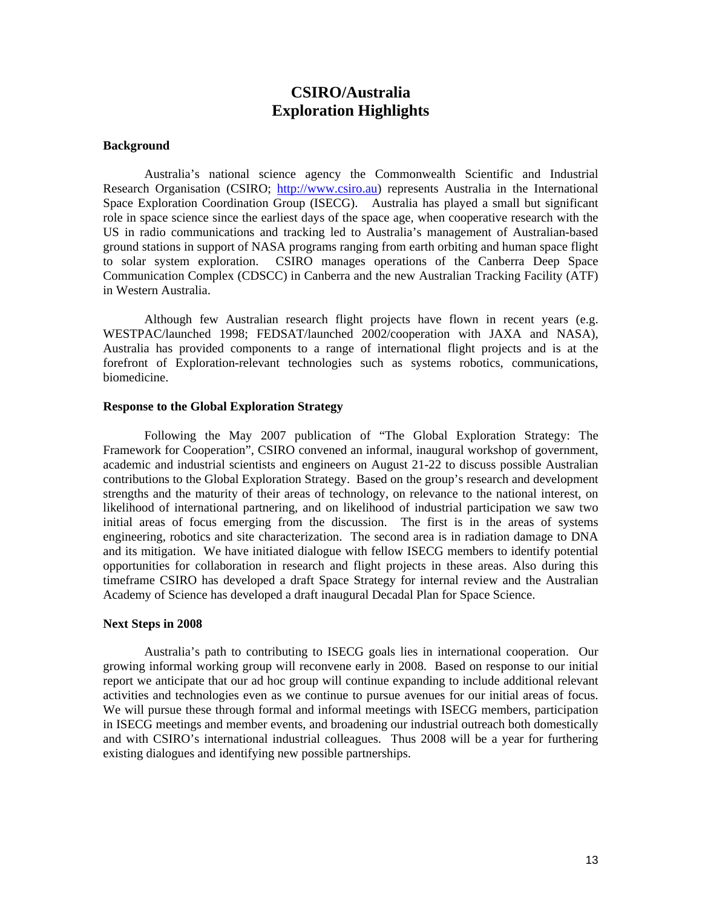# CSIRO/Australia Exploration Highlights

### Background

Australia's national science agency the Commonwealth Scientific and Industrial Research Organisation (CSIRO; [http://www.csiro.au](http://www.csiro.au)) represents Australia in the International Space Exploration Coordination Group (ISECG). Australia has played a small but significant role in space science since the earliest days of the space age, when cooperative research with the US in radio communications and tracking led to Australia's management of Australian-based ground stations in support of NASA programs ranging from earth orbiting and human space flight to solar system exploration. CSIRO manages operations of the Canberra Deep Space Communication Complex (CDSCC) in Canberra and the new Australian Tracking Facility (ATF) in Western Australia.

Although few Australian research flight projects have flown in recent years (e.g. WESTPAC/launched 1998; FEDSAT/launched 2002/cooperation with JAXA and NASA), Australia has provided components to a range of international flight projects and is at the forefront of Exploration-relevant technologies such as systems robotics, communications, biomedicine.

### Response to the Global Exploration Strategy

Following the May 2007 publication of "The Global Exploration Strategy: The Framework for Cooperation", CSIRO convened an informal, inaugural workshop of government, academic and industrial scientists and engineers on August 21-22 to discuss possible Australian contributions to the Global Exploration Strategy. Based on the group's research and development strengths and the maturity of their areas of technology, on relevance to the national interest, on likelihood of international partnering, and on likelihood of industrial participation we saw two initial areas of focus emerging from the discussion. The first is in the areas of systems engineering, robotics and site characterization. The second area is in radiation damage to DNA and its mitigation. We have initiated dialogue with fellow ISECG members to identify potential opportunities for collaboration in research and flight projects in these areas. Also during this timeframe CSIRO has developed a draft Space Strategy for internal review and the Australian Academy of Science has developed a draft inaugural Decadal Plan for Space Science.

### Next Steps in 2008

Australia's path to contributing to ISECG goals lies in international cooperation. Our growing informal working group will reconvene early in 2008. Based on response to our initial report we anticipate that our ad hoc group will continue expanding to include additional relevant activities and technologies even as we continue to pursue avenues for our initial areas of focus. We will pursue these through formal and informal meetings with ISECG members, participation in ISECG meetings and member events, and broadening our industrial outreach both domestically and with CSIRO's international industrial colleagues. Thus 2008 will be a year for furthering existing dialogues and identifying new possible partnerships.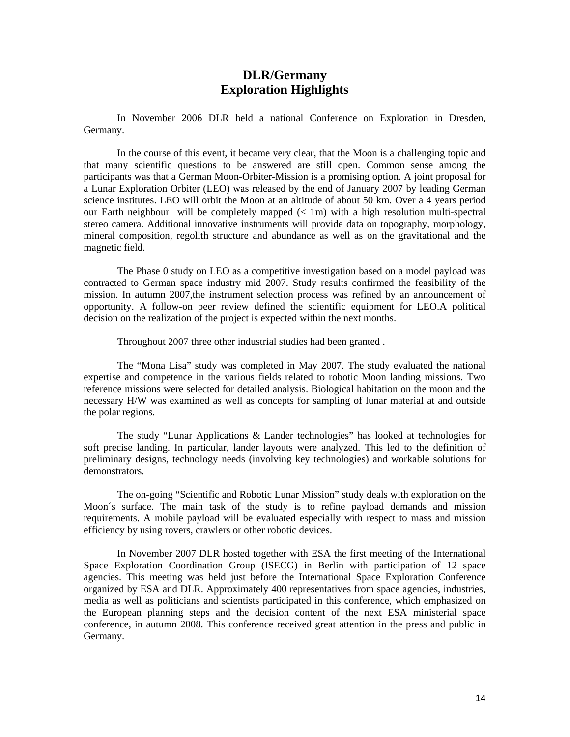# DLR/Germany
# Exploration Highlights

In November 2006 DLR held a national Conference on Exploration in Dresden, Germany.

In the course of this event, it became very clear, that the Moon is a challenging topic and that many scientific questions to be answered are still open. Common sense among the participants was that a German Moon-Orbiter-Mission is a promising option. A joint proposal for a Lunar Exploration Orbiter (LEO) was released by the end of January 2007 by leading German science institutes. LEO will orbit the Moon at an altitude of about 50 km. Over a 4 years period our Earth neighbour will be completely mapped (< 1m) with a high resolution multi-spectral stereo camera. Additional innovative instruments will provide data on topography, morphology, mineral composition, regolith structure and abundance as well as on the gravitational and the magnetic field.

The Phase 0 study on LEO as a competitive investigation based on a model payload was contracted to German space industry mid 2007. Study results confirmed the feasibility of the mission. In autumn 2007,the instrument selection process was refined by an announcement of opportunity. A follow-on peer review defined the scientific equipment for LEO.A political decision on the realization of the project is expected within the next months.

Throughout 2007 three other industrial studies had been granted .

The “Mona Lisa” study was completed in May 2007. The study evaluated the national expertise and competence in the various fields related to robotic Moon landing missions. Two reference missions were selected for detailed analysis. Biological habitation on the moon and the necessary H/W was examined as well as concepts for sampling of lunar material at and outside the polar regions.

The study “Lunar Applications & Lander technologies” has looked at technologies for soft precise landing. In particular, lander layouts were analyzed. This led to the definition of preliminary designs, technology needs (involving key technologies) and workable solutions for demonstrators.

The on-going “Scientific and Robotic Lunar Mission” study deals with exploration on the Moon´s surface. The main task of the study is to refine payload demands and mission requirements. A mobile payload will be evaluated especially with respect to mass and mission efficiency by using rovers, crawlers or other robotic devices.

In November 2007 DLR hosted together with ESA the first meeting of the International Space Exploration Coordination Group (ISECG) in Berlin with participation of 12 space agencies. This meeting was held just before the International Space Exploration Conference organized by ESA and DLR. Approximately 400 representatives from space agencies, industries, media as well as politicians and scientists participated in this conference, which emphasized on the European planning steps and the decision content of the next ESA ministerial space conference, in autumn 2008. This conference received great attention in the press and public in Germany.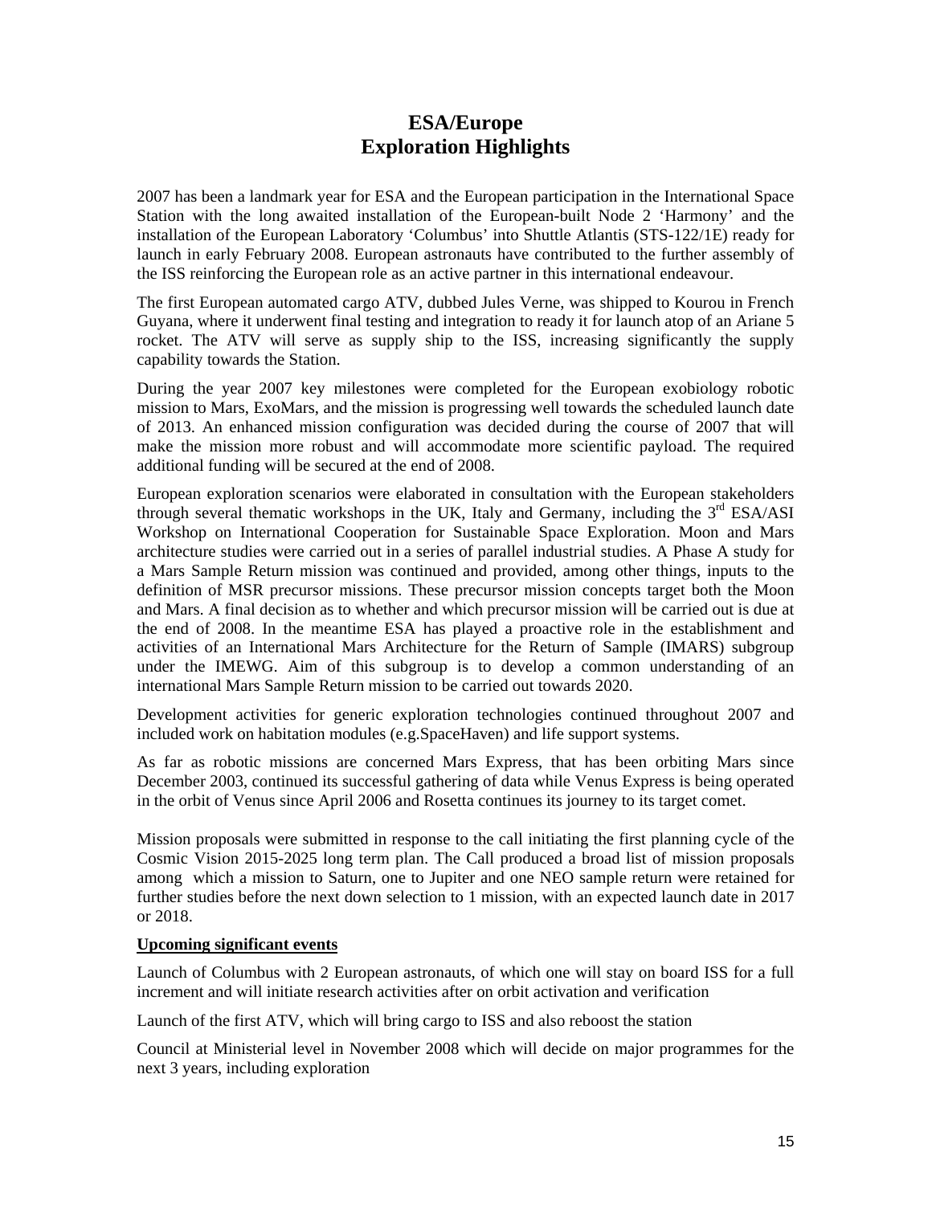# ESA/Europe
# Exploration Highlights

2007 has been a landmark year for ESA and the European participation in the International Space Station with the long awaited installation of the European-built Node 2 'Harmony' and the installation of the European Laboratory 'Columbus' into Shuttle Atlantis (STS-122/1E) ready for launch in early February 2008. European astronauts have contributed to the further assembly of the ISS reinforcing the European role as an active partner in this international endeavour.

The first European automated cargo ATV, dubbed Jules Verne, was shipped to Kourou in French Guyana, where it underwent final testing and integration to ready it for launch atop of an Ariane 5 rocket. The ATV will serve as supply ship to the ISS, increasing significantly the supply capability towards the Station.

During the year 2007 key milestones were completed for the European exobiology robotic mission to Mars, ExoMars, and the mission is progressing well towards the scheduled launch date of 2013. An enhanced mission configuration was decided during the course of 2007 that will make the mission more robust and will accommodate more scientific payload. The required additional funding will be secured at the end of 2008.

European exploration scenarios were elaborated in consultation with the European stakeholders through several thematic workshops in the UK, Italy and Germany, including the 3rd ESA/ASI Workshop on International Cooperation for Sustainable Space Exploration. Moon and Mars architecture studies were carried out in a series of parallel industrial studies. A Phase A study for a Mars Sample Return mission was continued and provided, among other things, inputs to the definition of MSR precursor missions. These precursor mission concepts target both the Moon and Mars. A final decision as to whether and which precursor mission will be carried out is due at the end of 2008. In the meantime ESA has played a proactive role in the establishment and activities of an International Mars Architecture for the Return of Sample (IMARS) subgroup under the IMEWG. Aim of this subgroup is to develop a common understanding of an international Mars Sample Return mission to be carried out towards 2020.

Development activities for generic exploration technologies continued throughout 2007 and included work on habitation modules (e.g.SpaceHaven) and life support systems.

As far as robotic missions are concerned Mars Express, that has been orbiting Mars since December 2003, continued its successful gathering of data while Venus Express is being operated in the orbit of Venus since April 2006 and Rosetta continues its journey to its target comet.

Mission proposals were submitted in response to the call initiating the first planning cycle of the Cosmic Vision 2015-2025 long term plan. The Call produced a broad list of mission proposals among which a mission to Saturn, one to Jupiter and one NEO sample return were retained for further studies before the next down selection to 1 mission, with an expected launch date in 2017 or 2018.

**Upcoming significant events**

Launch of Columbus with 2 European astronauts, of which one will stay on board ISS for a full increment and will initiate research activities after on orbit activation and verification

Launch of the first ATV, which will bring cargo to ISS and also reboost the station

Council at Ministerial level in November 2008 which will decide on major programmes for the next 3 years, including exploration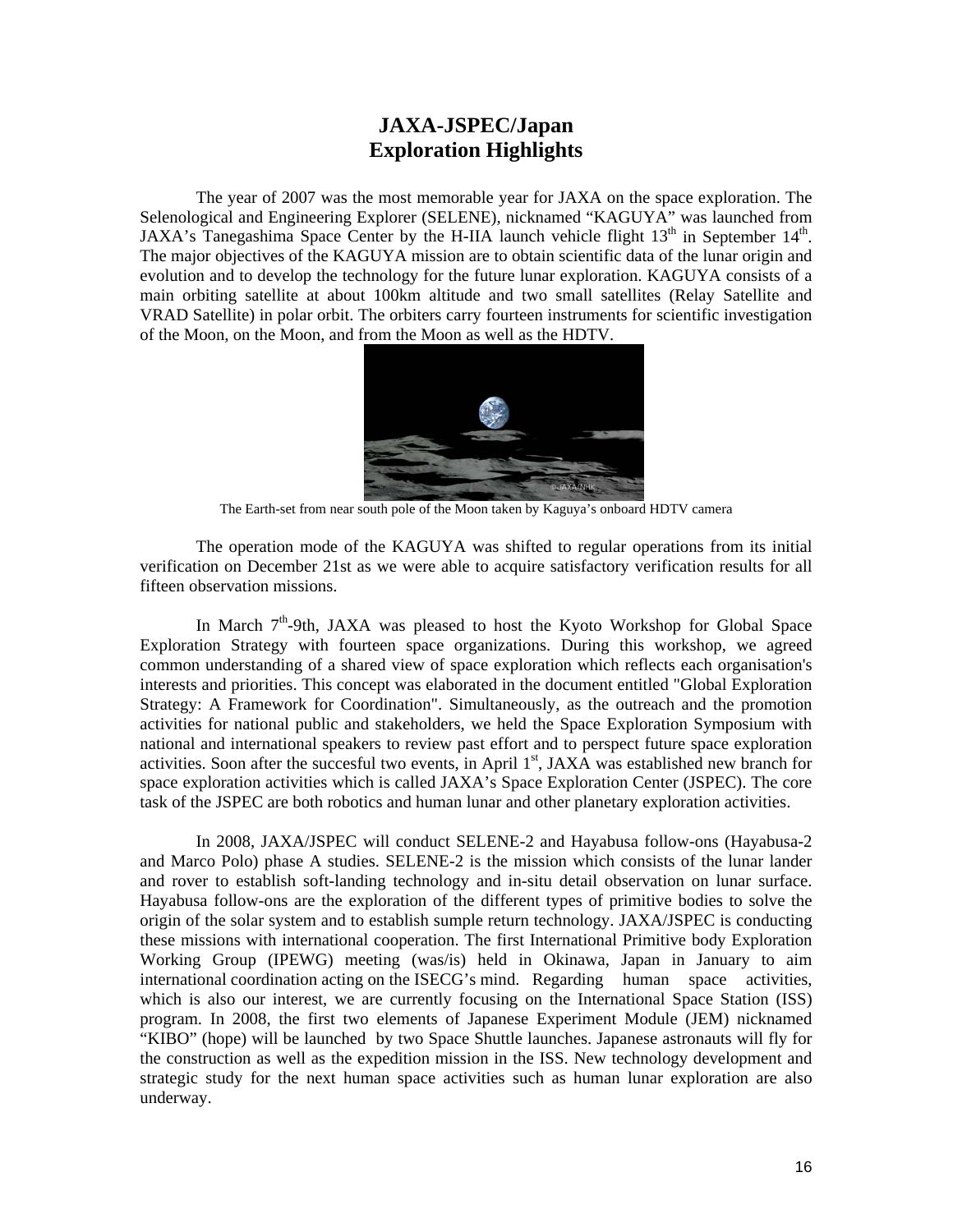# JAXA-JSPEC/Japan
# Exploration Highlights

The year of 2007 was the most memorable year for JAXA on the space exploration. The Selenological and Engineering Explorer (SELENE), nicknamed "KAGUYA" was launched from JAXA's Tanegashima Space Center by the H-IIA launch vehicle flight 13th in September 14th. The major objectives of the KAGUYA mission are to obtain scientific data of the lunar origin and evolution and to develop the technology for the future lunar exploration. KAGUYA consists of a main orbiting satellite at about 100km altitude and two small satellites (Relay Satellite and VRAD Satellite) in polar orbit. The orbiters carry fourteen instruments for scientific investigation of the Moon, on the Moon, and from the Moon as well as the HDTV.

The Earth-set from near south pole of the Moon taken by Kaguya's onboard HDTV camera

The operation mode of the KAGUYA was shifted to regular operations from its initial verification on December 21st as we were able to acquire satisfactory verification results for all fifteen observation missions.

In March 7th-9th, JAXA was pleased to host the Kyoto Workshop for Global Space Exploration Strategy with fourteen space organizations. During this workshop, we agreed common understanding of a shared view of space exploration which reflects each organisation's interests and priorities. This concept was elaborated in the document entitled "Global Exploration Strategy: A Framework for Coordination". Simultaneously, as the outreach and the promotion activities for national public and stakeholders, we held the Space Exploration Symposium with national and international speakers to review past effort and to perspect future space exploration activities. Soon after the succesful two events, in April 1st, JAXA was established new branch for space exploration activities which is called JAXA's Space Exploration Center (JSPEC). The core task of the JSPEC are both robotics and human lunar and other planetary exploration activities.

In 2008, JAXA/JSPEC will conduct SELENE-2 and Hayabusa follow-ons (Hayabusa-2 and Marco Polo) phase A studies. SELENE-2 is the mission which consists of the lunar lander and rover to establish soft-landing technology and in-situ detail observation on lunar surface. Hayabusa follow-ons are the exploration of the different types of primitive bodies to solve the origin of the solar system and to establish sumple return technology. JAXA/JSPEC is conducting these missions with international cooperation. The first International Primitive body Exploration Working Group (IPEWG) meeting (was/is) held in Okinawa, Japan in January to aim international coordination acting on the ISECG's mind. Regarding human space activities, which is also our interest, we are currently focusing on the International Space Station (ISS) program. In 2008, the first two elements of Japanese Experiment Module (JEM) nicknamed "KIBO" (hope) will be launched by two Space Shuttle launches. Japanese astronauts will fly for the construction as well as the expedition mission in the ISS. New technology development and strategic study for the next human space activities such as human lunar exploration are also underway.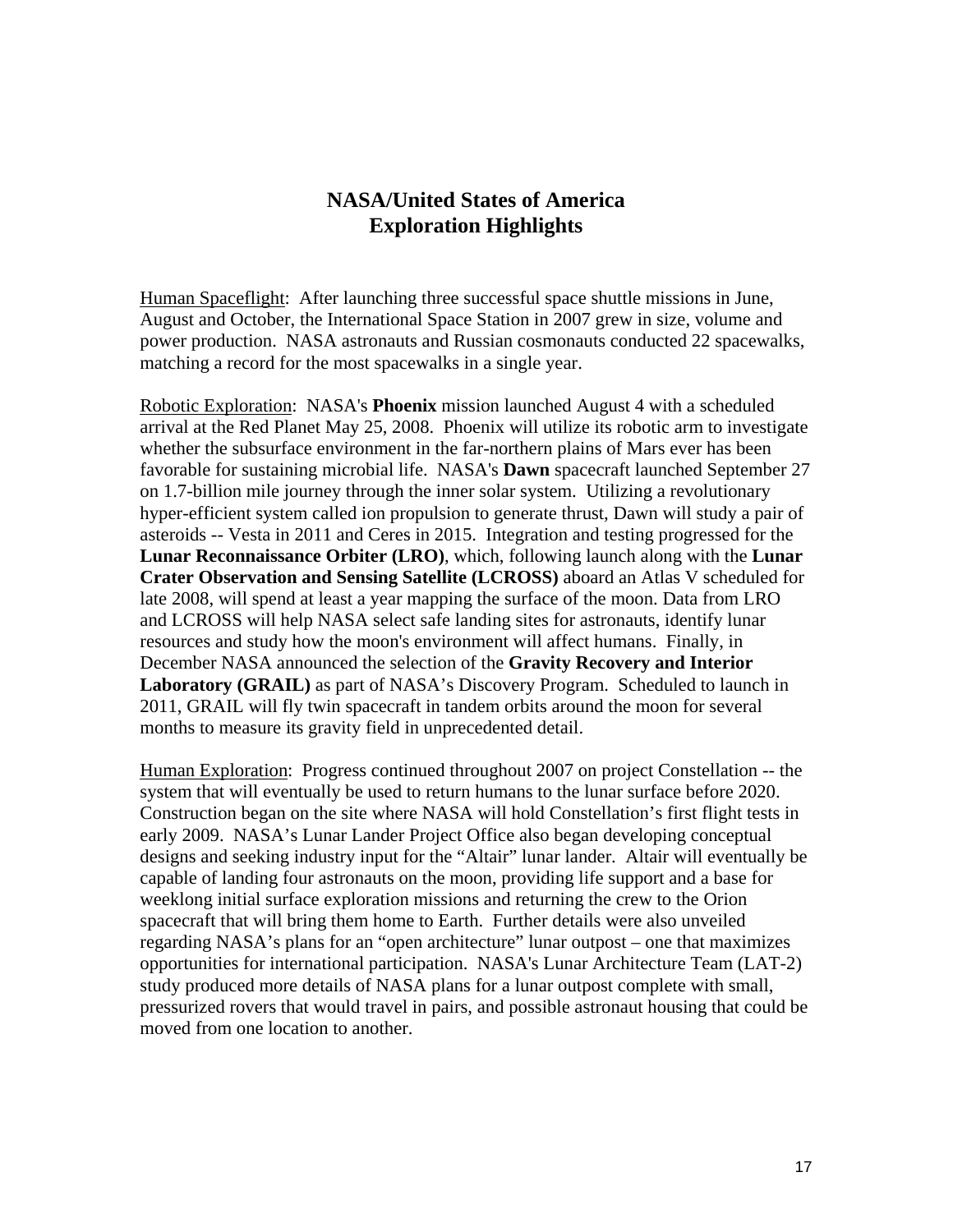# NASA/United States of America
# Exploration Highlights

Human Spaceflight: After launching three successful space shuttle missions in June, August and October, the International Space Station in 2007 grew in size, volume and power production. NASA astronauts and Russian cosmonauts conducted 22 spacewalks, matching a record for the most spacewalks in a single year.

Robotic Exploration: NASA's **Phoenix** mission launched August 4 with a scheduled arrival at the Red Planet May 25, 2008. Phoenix will utilize its robotic arm to investigate whether the subsurface environment in the far-northern plains of Mars ever has been favorable for sustaining microbial life. NASA's **Dawn** spacecraft launched September 27 on 1.7-billion mile journey through the inner solar system. Utilizing a revolutionary hyper-efficient system called ion propulsion to generate thrust, Dawn will study a pair of asteroids -- Vesta in 2011 and Ceres in 2015. Integration and testing progressed for the **Lunar Reconnaissance Orbiter (LRO)**, which, following launch along with the **Lunar Crater Observation and Sensing Satellite (LCROSS)** aboard an Atlas V scheduled for late 2008, will spend at least a year mapping the surface of the moon. Data from LRO and LCROSS will help NASA select safe landing sites for astronauts, identify lunar resources and study how the moon's environment will affect humans. Finally, in December NASA announced the selection of the **Gravity Recovery and Interior Laboratory (GRAIL)** as part of NASA's Discovery Program. Scheduled to launch in 2011, GRAIL will fly twin spacecraft in tandem orbits around the moon for several months to measure its gravity field in unprecedented detail.

Human Exploration: Progress continued throughout 2007 on project Constellation -- the system that will eventually be used to return humans to the lunar surface before 2020. Construction began on the site where NASA will hold Constellation's first flight tests in early 2009. NASA's Lunar Lander Project Office also began developing conceptual designs and seeking industry input for the "Altair" lunar lander. Altair will eventually be capable of landing four astronauts on the moon, providing life support and a base for weeklong initial surface exploration missions and returning the crew to the Orion spacecraft that will bring them home to Earth. Further details were also unveiled regarding NASA's plans for an "open architecture" lunar outpost – one that maximizes opportunities for international participation. NASA's Lunar Architecture Team (LAT-2) study produced more details of NASA plans for a lunar outpost complete with small, pressurized rovers that would travel in pairs, and possible astronaut housing that could be moved from one location to another.